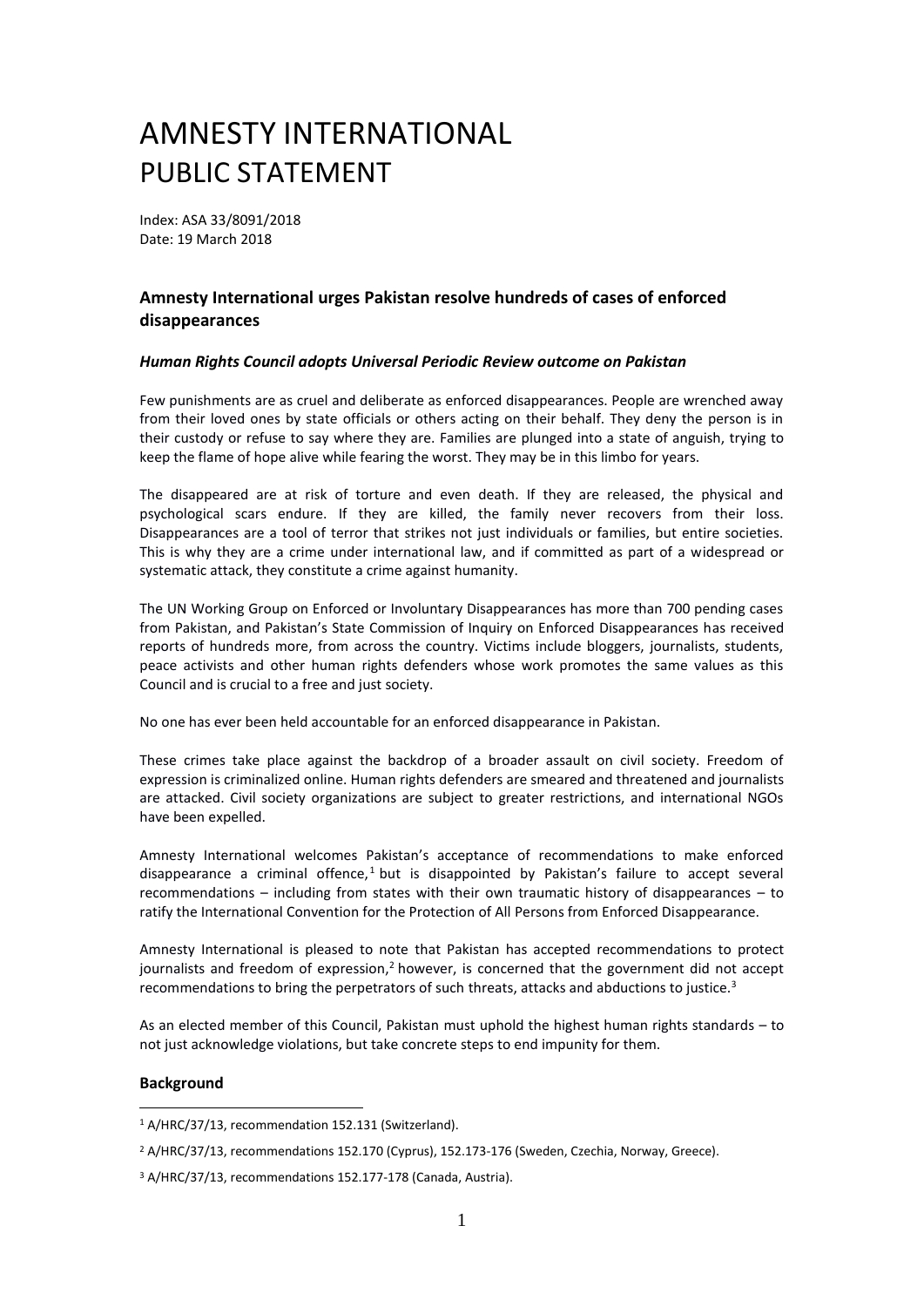# AMNESTY INTERNATIONAL PUBLIC STATEMENT

Index: ASA 33/8091/2018
Date: 19 March 2018

## Amnesty International urges Pakistan resolve hundreds of cases of enforced disappearances

### *Human Rights Council adopts Universal Periodic Review outcome on Pakistan*

Few punishments are as cruel and deliberate as enforced disappearances. People are wrenched away from their loved ones by state officials or others acting on their behalf. They deny the person is in their custody or refuse to say where they are. Families are plunged into a state of anguish, trying to keep the flame of hope alive while fearing the worst. They may be in this limbo for years.

The disappeared are at risk of torture and even death. If they are released, the physical and psychological scars endure. If they are killed, the family never recovers from their loss. Disappearances are a tool of terror that strikes not just individuals or families, but entire societies. This is why they are a crime under international law, and if committed as part of a widespread or systematic attack, they constitute a crime against humanity.

The UN Working Group on Enforced or Involuntary Disappearances has more than 700 pending cases from Pakistan, and Pakistan's State Commission of Inquiry on Enforced Disappearances has received reports of hundreds more, from across the country. Victims include bloggers, journalists, students, peace activists and other human rights defenders whose work promotes the same values as this Council and is crucial to a free and just society.

No one has ever been held accountable for an enforced disappearance in Pakistan.

These crimes take place against the backdrop of a broader assault on civil society. Freedom of expression is criminalized online. Human rights defenders are smeared and threatened and journalists are attacked. Civil society organizations are subject to greater restrictions, and international NGOs have been expelled.

Amnesty International welcomes Pakistan's acceptance of recommendations to make enforced disappearance a criminal offence,[1] but is disappointed by Pakistan's failure to accept several recommendations – including from states with their own traumatic history of disappearances – to ratify the International Convention for the Protection of All Persons from Enforced Disappearance.

Amnesty International is pleased to note that Pakistan has accepted recommendations to protect journalists and freedom of expression,[2] however, is concerned that the government did not accept recommendations to bring the perpetrators of such threats, attacks and abductions to justice.[3]

As an elected member of this Council, Pakistan must uphold the highest human rights standards – to not just acknowledge violations, but take concrete steps to end impunity for them.

### Background

[1] A/HRC/37/13, recommendation 152.131 (Switzerland).

[2] A/HRC/37/13, recommendations 152.170 (Cyprus), 152.173-176 (Sweden, Czechia, Norway, Greece).

[3] A/HRC/37/13, recommendations 152.177-178 (Canada, Austria).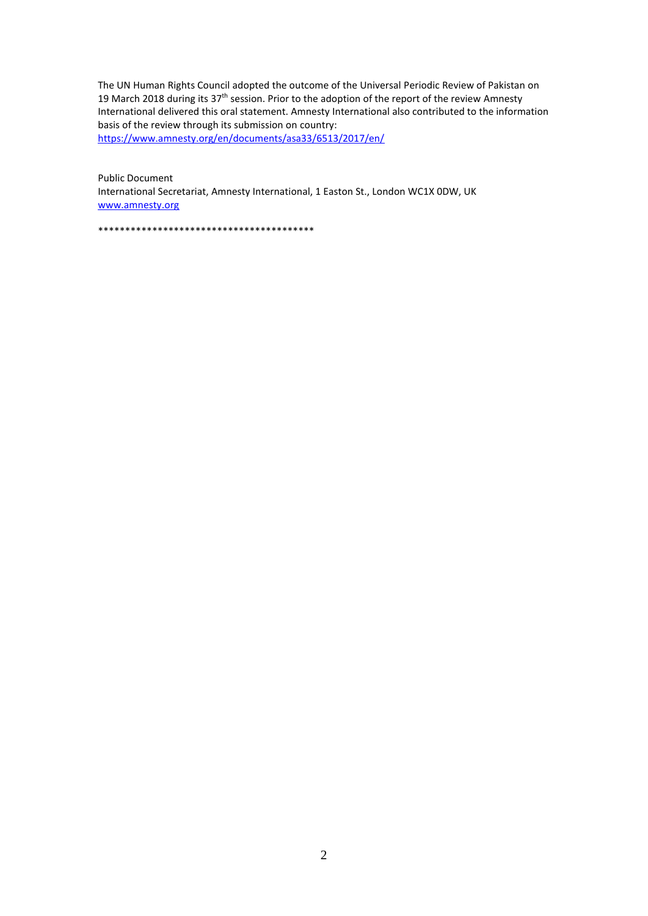The UN Human Rights Council adopted the outcome of the Universal Periodic Review of Pakistan on 19 March 2018 during its 37th session. Prior to the adoption of the report of the review Amnesty International delivered this oral statement. Amnesty International also contributed to the information basis of the review through its submission on country:
https://www.amnesty.org/en/documents/asa33/6513/2017/en/

Public Document
International Secretariat, Amnesty International, 1 Easton St., London WC1X 0DW, UK
www.amnesty.org

****************************************